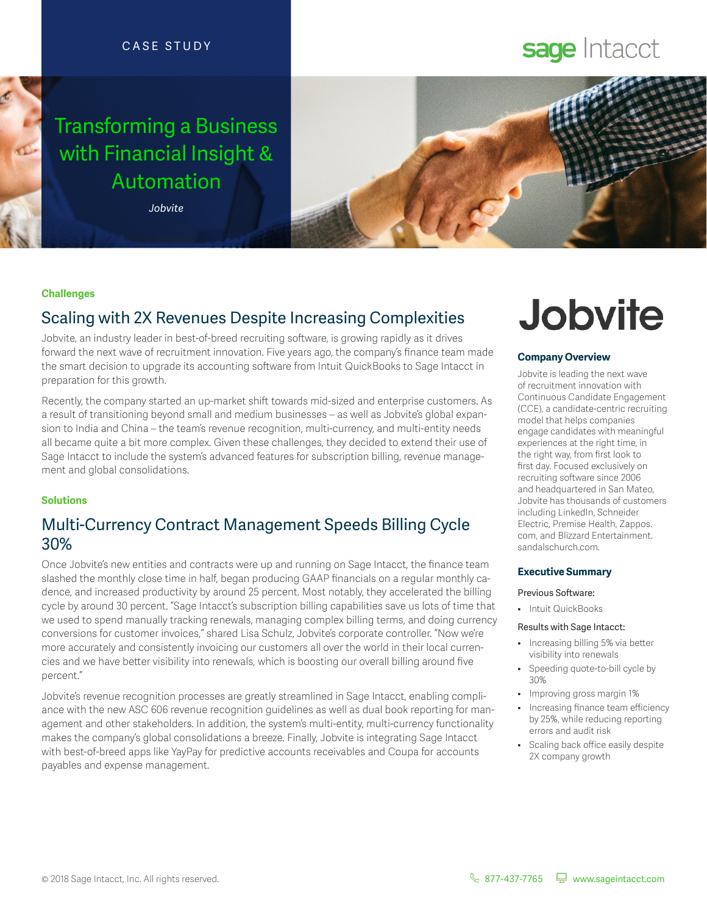CASE STUDY

sage Intacct

# Transforming a Business with Financial Insight & Automation

*Jobvite*

**Challenges**

## Scaling with 2X Revenues Despite Increasing Complexities

Jobvite, an industry leader in best-of-breed recruiting software, is growing rapidly as it drives forward the next wave of recruitment innovation. Five years ago, the company's finance team made the smart decision to upgrade its accounting software from Intuit QuickBooks to Sage Intacct in preparation for this growth.

Recently, the company started an up-market shift towards mid-sized and enterprise customers. As a result of transitioning beyond small and medium businesses – as well as Jobvite's global expansion to India and China – the team's revenue recognition, multi-currency, and multi-entity needs all became quite a bit more complex. Given these challenges, they decided to extend their use of Sage Intacct to include the system's advanced features for subscription billing, revenue management and global consolidations.

**Solutions**

## Multi-Currency Contract Management Speeds Billing Cycle 30%

Once Jobvite's new entities and contracts were up and running on Sage Intacct, the finance team slashed the monthly close time in half, began producing GAAP financials on a regular monthly cadence, and increased productivity by around 25 percent. Most notably, they accelerated the billing cycle by around 30 percent. "Sage Intacct's subscription billing capabilities save us lots of time that we used to spend manually tracking renewals, managing complex billing terms, and doing currency conversions for customer invoices," shared Lisa Schulz, Jobvite's corporate controller. "Now we're more accurately and consistently invoicing our customers all over the world in their local currencies and we have better visibility into renewals, which is boosting our overall billing around five percent."

Jobvite's revenue recognition processes are greatly streamlined in Sage Intacct, enabling compliance with the new ASC 606 revenue recognition guidelines as well as dual book reporting for management and other stakeholders. In addition, the system's multi-entity, multi-currency functionality makes the company's global consolidations a breeze. Finally, Jobvite is integrating Sage Intacct with best-of-breed apps like YayPay for predictive accounts receivables and Coupa for accounts payables and expense management.

Jobvite

**Company Overview**

Jobvite is leading the next wave of recruitment innovation with Continuous Candidate Engagement (CCE), a candidate-centric recruiting model that helps companies engage candidates with meaningful experiences at the right time, in the right way, from first look to first day. Focused exclusively on recruiting software since 2006 and headquartered in San Mateo, Jobvite has thousands of customers including LinkedIn, Schneider Electric, Premise Health, Zappos.com, and Blizzard Entertainment. sandalschurch.com.

**Executive Summary**

Previous Software:

- Intuit QuickBooks

Results with Sage Intacct:

- Increasing billing 5% via better visibility into renewals
- Speeding quote-to-bill cycle by 30%
- Improving gross margin 1%
- Increasing finance team efficiency by 25%, while reducing reporting errors and audit risk
- Scaling back office easily despite 2X company growth

© 2018 Sage Intacct, Inc. All rights reserved.

877-437-7765 www.sageintacct.com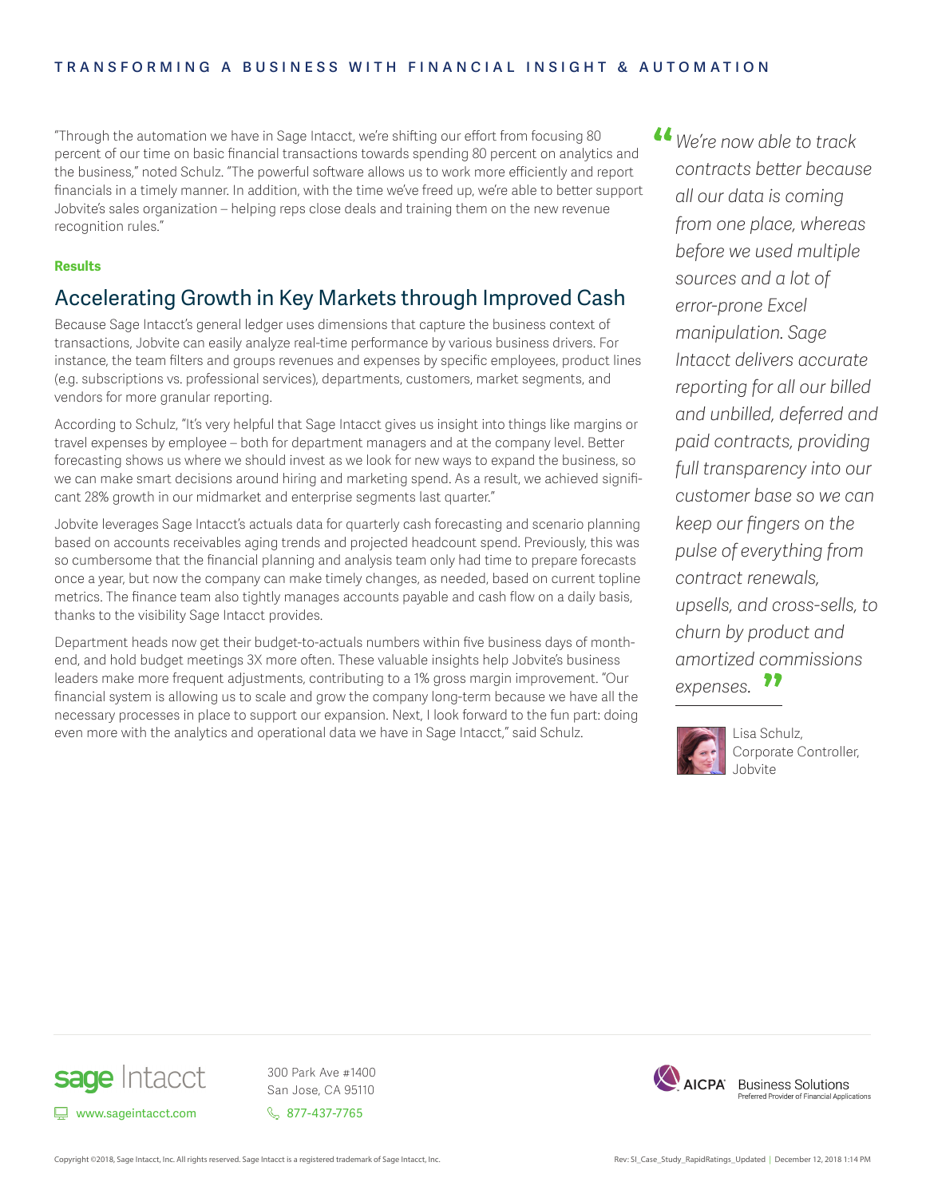"Through the automation we have in Sage Intacct, we're shifting our effort from focusing 80 percent of our time on basic financial transactions towards spending 80 percent on analytics and the business," noted Schulz. "The powerful software allows us to work more efficiently and report financials in a timely manner. In addition, with the time we've freed up, we're able to better support Jobvite's sales organization – helping reps close deals and training them on the new revenue recognition rules."

**Results**

## Accelerating Growth in Key Markets through Improved Cash

Because Sage Intacct's general ledger uses dimensions that capture the business context of transactions, Jobvite can easily analyze real-time performance by various business drivers. For instance, the team filters and groups revenues and expenses by specific employees, product lines (e.g. subscriptions vs. professional services), departments, customers, market segments, and vendors for more granular reporting.

According to Schulz, "It's very helpful that Sage Intacct gives us insight into things like margins or travel expenses by employee – both for department managers and at the company level. Better forecasting shows us where we should invest as we look for new ways to expand the business, so we can make smart decisions around hiring and marketing spend. As a result, we achieved significant 28% growth in our midmarket and enterprise segments last quarter."

Jobvite leverages Sage Intacct's actuals data for quarterly cash forecasting and scenario planning based on accounts receivables aging trends and projected headcount spend. Previously, this was so cumbersome that the financial planning and analysis team only had time to prepare forecasts once a year, but now the company can make timely changes, as needed, based on current topline metrics. The finance team also tightly manages accounts payable and cash flow on a daily basis, thanks to the visibility Sage Intacct provides.

Department heads now get their budget-to-actuals numbers within five business days of month-end, and hold budget meetings 3X more often. These valuable insights help Jobvite's business leaders make more frequent adjustments, contributing to a 1% gross margin improvement. "Our financial system is allowing us to scale and grow the company long-term because we have all the necessary processes in place to support our expansion. Next, I look forward to the fun part: doing even more with the analytics and operational data we have in Sage Intacct," said Schulz.

> *"We're now able to track contracts better because all our data is coming from one place, whereas before we used multiple sources and a lot of error-prone Excel manipulation. Sage Intacct delivers accurate reporting for all our billed and unbilled, deferred and paid contracts, providing full transparency into our customer base so we can keep our fingers on the pulse of everything from contract renewals, upsells, and cross-sells, to churn by product and amortized commissions expenses."*
>
> Lisa Schulz, Corporate Controller, Jobvite

sage Intacct

www.sageintacct.com

300 Park Ave #1400
San Jose, CA 95110

877-437-7765

AICPA Business Solutions
Preferred Provider of Financial Applications

Copyright ©2018, Sage Intacct, Inc. All rights reserved. Sage Intacct is a registered trademark of Sage Intacct, Inc.

Rev: SI_Case_Study_RapidRatings_Updated | December 12, 2018 1:14 PM